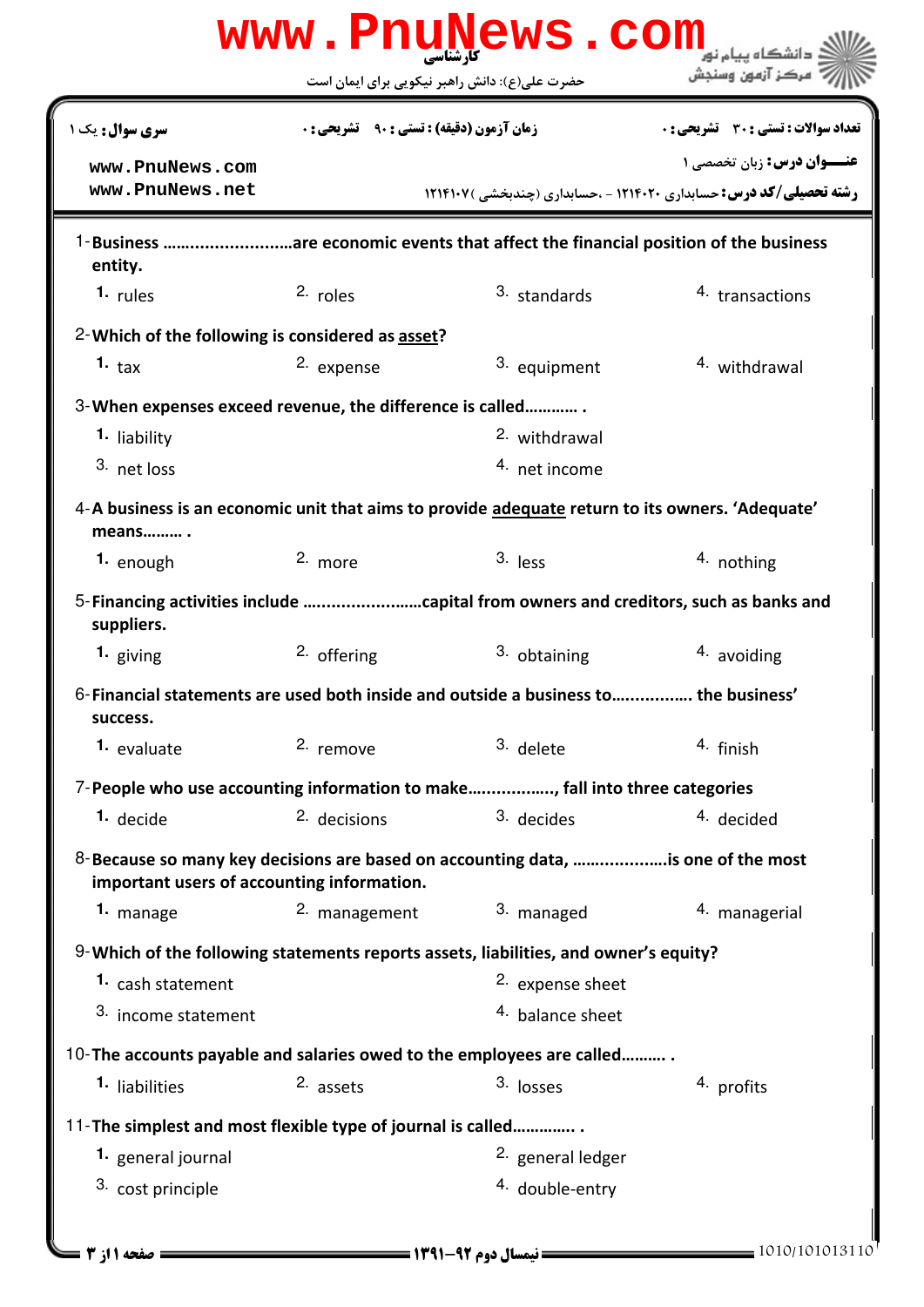کارشناسی

حضرت علی(ع): دانش راهبر نیکویی برای ایمان است

دانشگاه پیام نور
مرکز آزمون وسنجش

| سری سوال: یک ۱ | زمان آزمون (دقیقه) : تستی : ۹۰ تشریحی : ۰ | تعداد سوالات : تستی : ۳۰ تشریحی : ۰ |
|---|---|---|

www.PnuNews.com
www.PnuNews.net

**عنـــوان درس:** زبان تخصصی ۱

**رشته تحصیلی/کد درس:** حسابداری ۱۲۱۴۰۲۰ - ،حسابداری (چندبخشی )۱۲۱۴۱۰۷

1-**Business ..........................are economic events that affect the financial position of the business entity.**

1. rules
2. roles
3. standards
4. transactions

2-**Which of the following is considered as asset?**

1. tax
2. expense
3. equipment
4. withdrawal

3-**When expenses exceed revenue, the difference is called............ .**

1. liability
2. withdrawal
3. net loss
4. net income

4-**A business is an economic unit that aims to provide adequate return to its owners. 'Adequate' means......... .**

1. enough
2. more
3. less
4. nothing

5-**Financing activities include ........................capital from owners and creditors, such as banks and suppliers.**

1. giving
2. offering
3. obtaining
4. avoiding

6-**Financial statements are used both inside and outside a business to................ the business' success.**

1. evaluate
2. remove
3. delete
4. finish

7-**People who use accounting information to make.................., fall into three categories**

1. decide
2. decisions
3. decides
4. decided

8-**Because so many key decisions are based on accounting data, ....................is one of the most important users of accounting information.**

1. manage
2. management
3. managed
4. managerial

9-**Which of the following statements reports assets, liabilities, and owner's equity?**

1. cash statement
2. expense sheet
3. income statement
4. balance sheet

10-**The accounts payable and salaries owed to the employees are called.......... .**

1. liabilities
2. assets
3. losses
4. profits

11-**The simplest and most flexible type of journal is called.............. .**

1. general journal
2. general ledger
3. cost principle
4. double-entry

نیمسال دوم ۹۲-۱۳۹۱

1010/101013110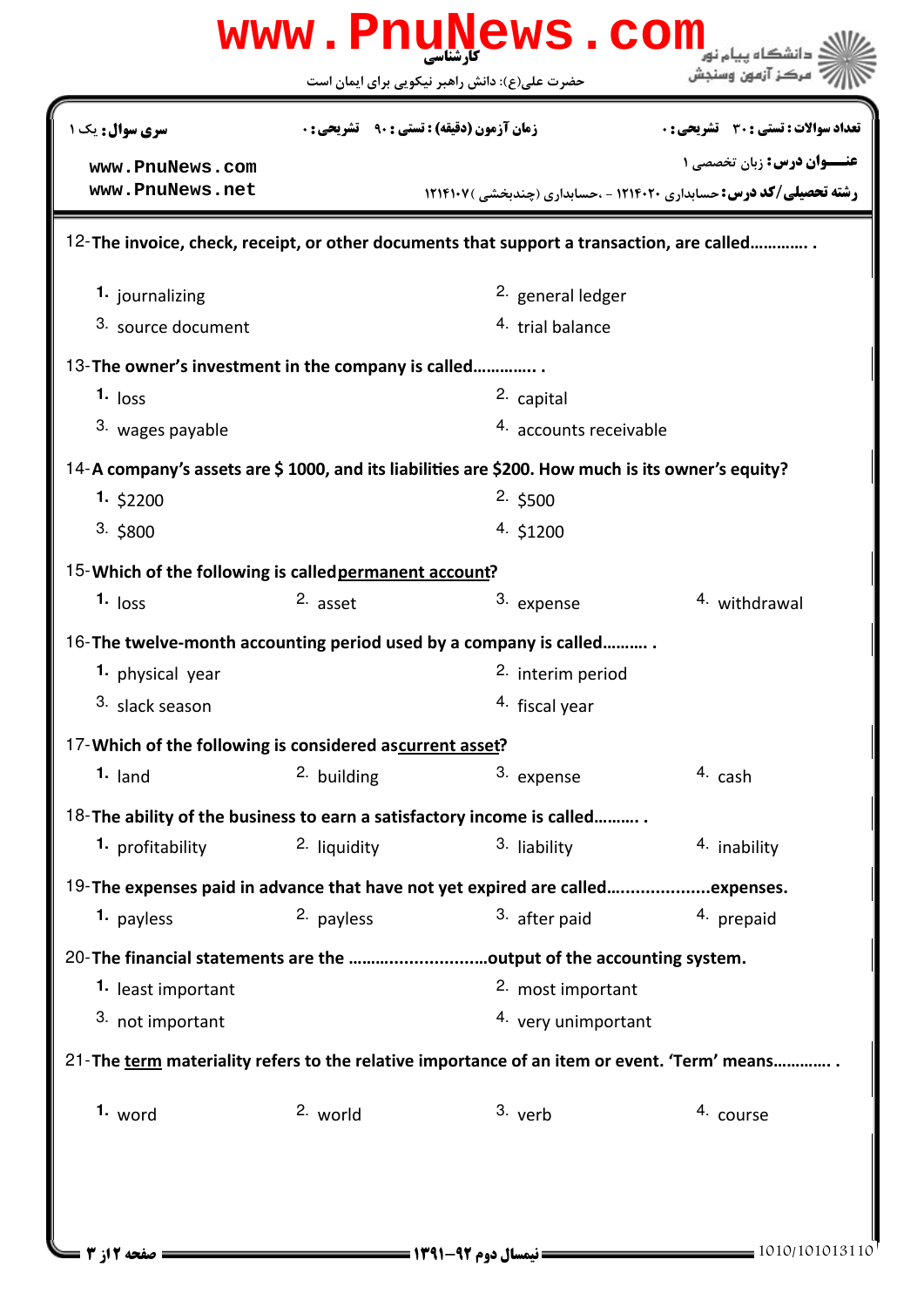12-**The invoice, check, receipt, or other documents that support a transaction, are called............ .**

1. journalizing
2. general ledger
3. source document
4. trial balance

13-**The owner's investment in the company is called............. .**

1. loss
2. capital
3. wages payable
4. accounts receivable

14-**A company's assets are $ 1000, and its liabilities are $200. How much is its owner's equity?**

1. $2200
2. $500
3. $800
4. $1200

15-**Which of the following is called permanent account?**

1. loss
2. asset
3. expense
4. withdrawal

16-**The twelve-month accounting period used by a company is called.......... .**

1. physical year
2. interim period
3. slack season
4. fiscal year

17-**Which of the following is considered as current asset?**

1. land
2. building
3. expense
4. cash

18-**The ability of the business to earn a satisfactory income is called.......... .**

1. profitability
2. liquidity
3. liability
4. inability

19-**The expenses paid in advance that have not yet expired are called.....................expenses.**

1. payless
2. payless
3. after paid
4. prepaid

20-**The financial statements are the ............................output of the accounting system.**

1. least important
2. most important
3. not important
4. very unimportant

21-**The term materiality refers to the relative importance of an item or event. 'Term' means............ .**

1. word
2. world
3. verb
4. course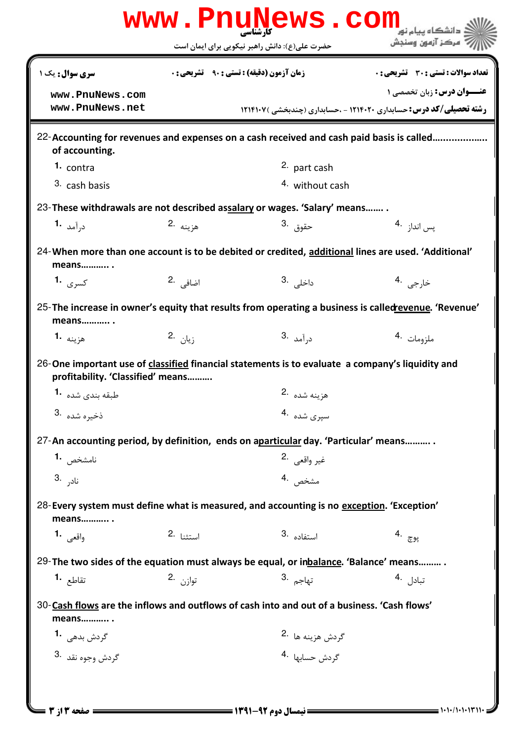22- Accounting for revenues and expenses on a cash received and cash paid basis is called.................... of accounting.

1. contra
2. part cash
3. cash basis
4. without cash

23- These withdrawals are not described as salary or wages. 'Salary' means....... .

1. درآمد
2. هزینه
3. حقوق
4. پس انداز

24- When more than one account is to be debited or credited, additional lines are used. 'Additional' means........... .

1. کسری
2. اضافی
3. داخلی
4. خارجی

25- The increase in owner's equity that results from operating a business is called revenue. 'Revenue' means........... .

1. هزینه
2. زیان
3. درآمد
4. ملزومات

26- One important use of classified financial statements is to evaluate a company's liquidity and profitability. 'Classified' means..........

1. طبقه بندی شده
2. هزینه شده
3. ذخیره شده
4. سپری شده

27- An accounting period, by definition, ends on a particular day. 'Particular' means.......... .

1. نامشخص
2. غیر واقعی
3. نادر
4. مشخص

28- Every system must define what is measured, and accounting is no exception. 'Exception' means........... .

1. واقعی
2. استثنا
3. استفاده
4. پوچ

29- The two sides of the equation must always be equal, or in balance. 'Balance' means......... .

1. تقاطع
2. توازن
3. تهاجم
4. تبادل

30- Cash flows are the inflows and outflows of cash into and out of a business. 'Cash flows' means........... .

1. گردش بدهی
2. گردش هزینه ها
3. گردش وجوه نقد
4. گردش حسابها